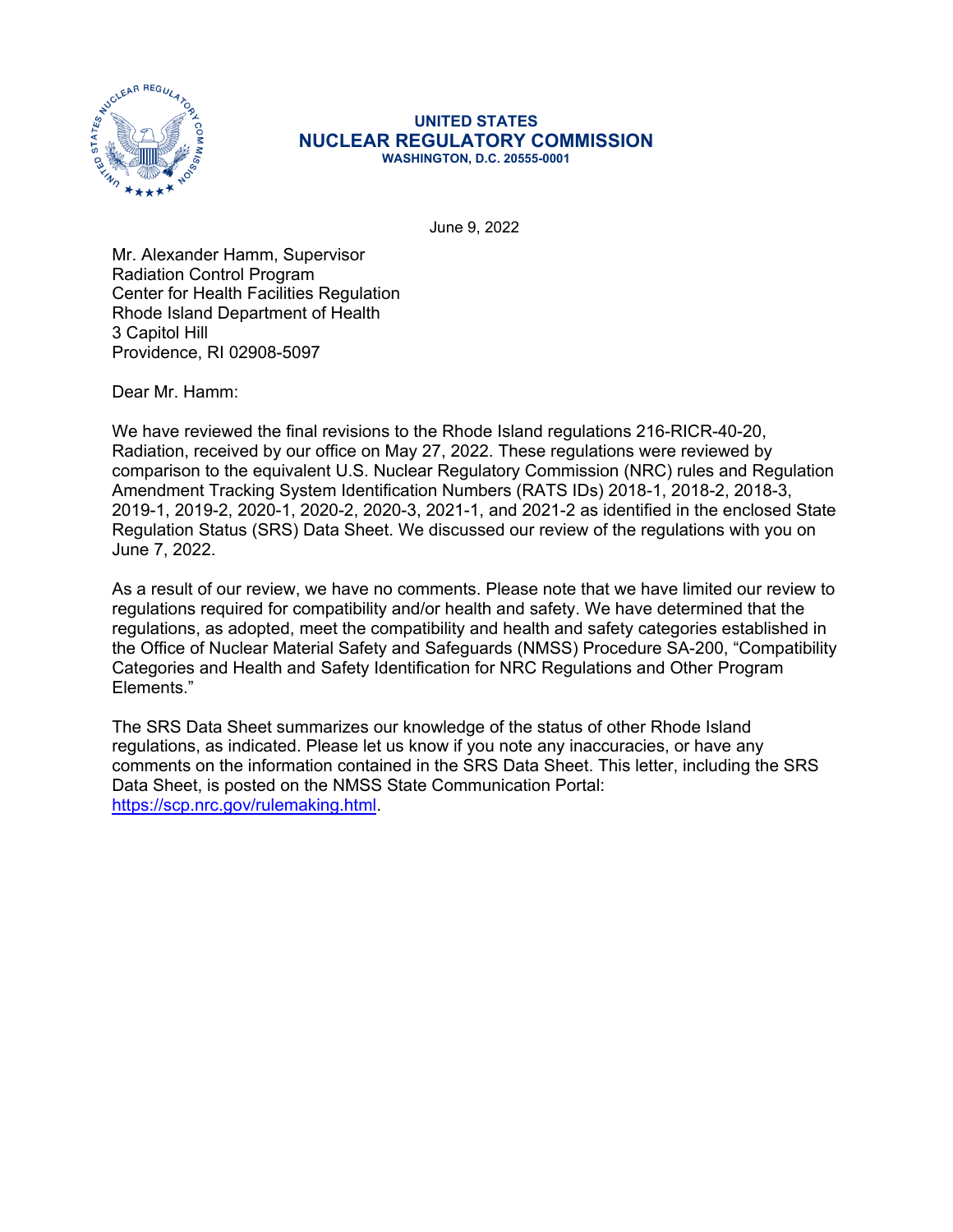**UNITED STATES**
**NUCLEAR REGULATORY COMMISSION**
**WASHINGTON, D.C. 20555-0001**

June 9, 2022

Mr. Alexander Hamm, Supervisor
Radiation Control Program
Center for Health Facilities Regulation
Rhode Island Department of Health
3 Capitol Hill
Providence, RI 02908-5097

Dear Mr. Hamm:

We have reviewed the final revisions to the Rhode Island regulations 216-RICR-40-20, Radiation, received by our office on May 27, 2022. These regulations were reviewed by comparison to the equivalent U.S. Nuclear Regulatory Commission (NRC) rules and Regulation Amendment Tracking System Identification Numbers (RATS IDs) 2018-1, 2018-2, 2018-3, 2019-1, 2019-2, 2020-1, 2020-2, 2020-3, 2021-1, and 2021-2 as identified in the enclosed State Regulation Status (SRS) Data Sheet. We discussed our review of the regulations with you on June 7, 2022.

As a result of our review, we have no comments. Please note that we have limited our review to regulations required for compatibility and/or health and safety. We have determined that the regulations, as adopted, meet the compatibility and health and safety categories established in the Office of Nuclear Material Safety and Safeguards (NMSS) Procedure SA-200, "Compatibility Categories and Health and Safety Identification for NRC Regulations and Other Program Elements."

The SRS Data Sheet summarizes our knowledge of the status of other Rhode Island regulations, as indicated. Please let us know if you note any inaccuracies, or have any comments on the information contained in the SRS Data Sheet. This letter, including the SRS Data Sheet, is posted on the NMSS State Communication Portal: https://scp.nrc.gov/rulemaking.html.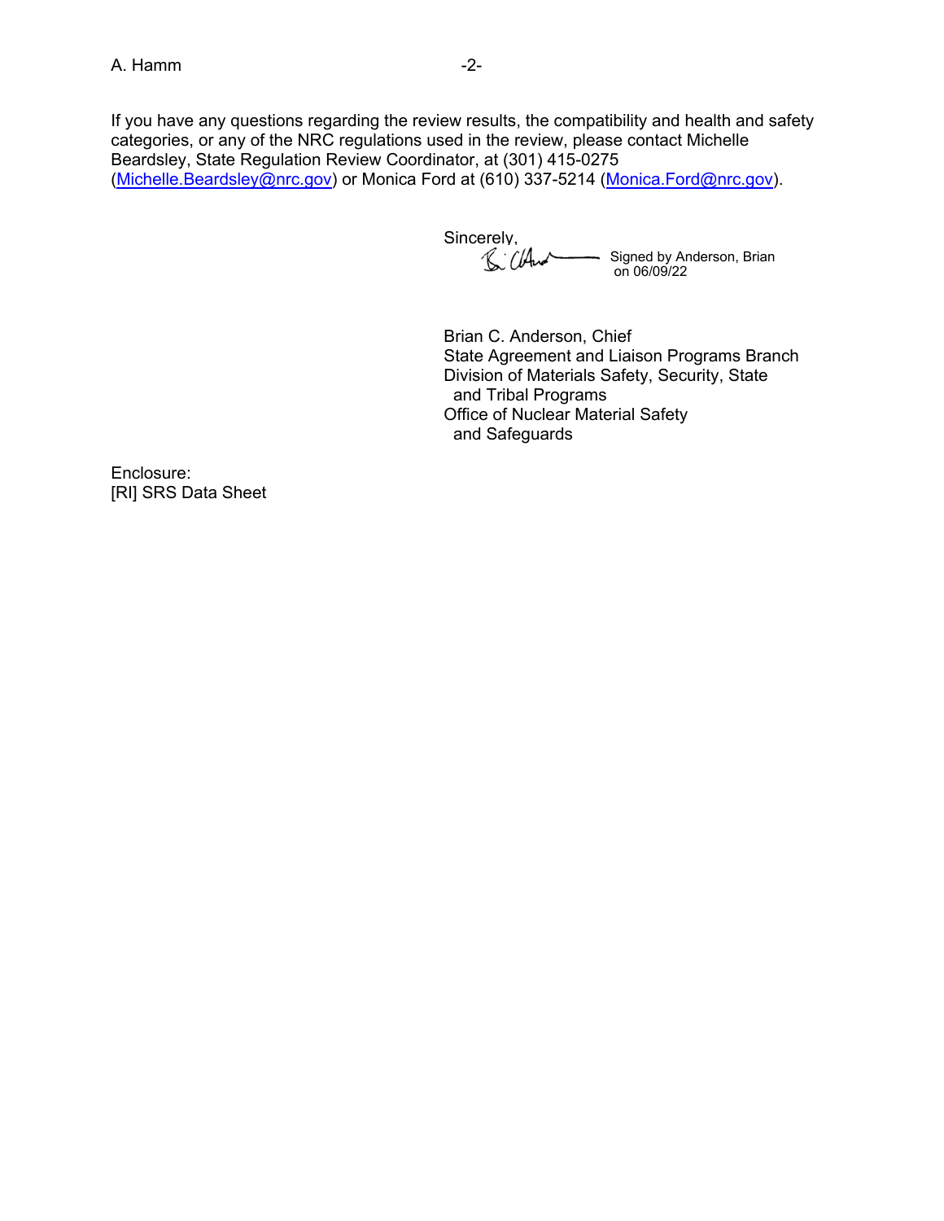If you have any questions regarding the review results, the compatibility and health and safety categories, or any of the NRC regulations used in the review, please contact Michelle Beardsley, State Regulation Review Coordinator, at (301) 415-0275 (Michelle.Beardsley@nrc.gov) or Monica Ford at (610) 337-5214 (Monica.Ford@nrc.gov).

Sincerely,

Signed by Anderson, Brian on 06/09/22

Brian C. Anderson, Chief
State Agreement and Liaison Programs Branch
Division of Materials Safety, Security, State and Tribal Programs
Office of Nuclear Material Safety and Safeguards

Enclosure:
[RI] SRS Data Sheet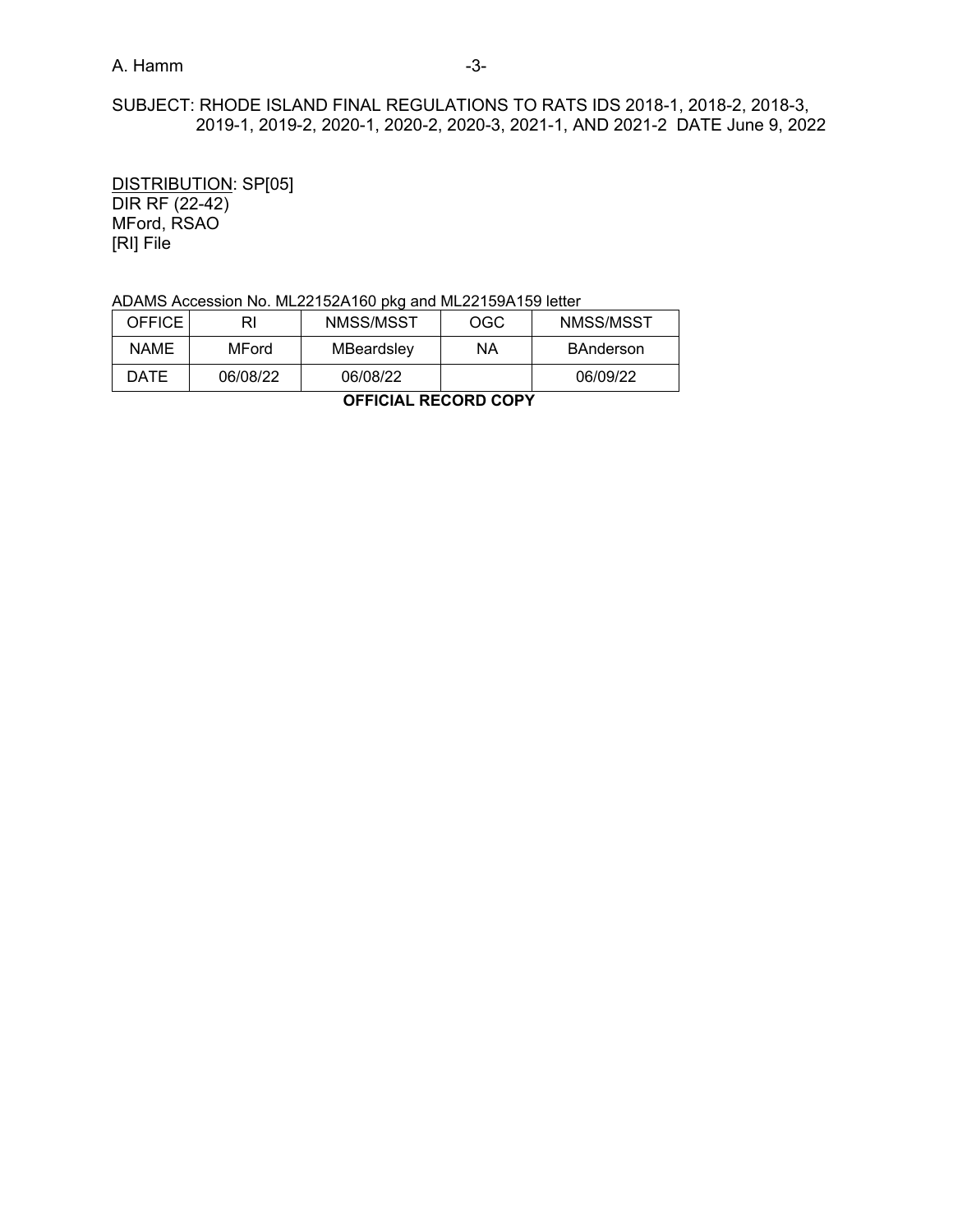SUBJECT: RHODE ISLAND FINAL REGULATIONS TO RATS IDS 2018-1, 2018-2, 2018-3, 2019-1, 2019-2, 2020-1, 2020-2, 2020-3, 2021-1, AND 2021-2 DATE June 9, 2022

DISTRIBUTION: SP[05]
DIR RF (22-42)
MFord, RSAO
[RI] File

ADAMS Accession No. ML22152A160 pkg and ML22159A159 letter

| OFFICE | RI | NMSS/MSST | OGC | NMSS/MSST |
|---|---|---|---|---|
| NAME | MFord | MBeardsley | NA | BAnderson |
| DATE | 06/08/22 | 06/08/22 | | 06/09/22 |

**OFFICIAL RECORD COPY**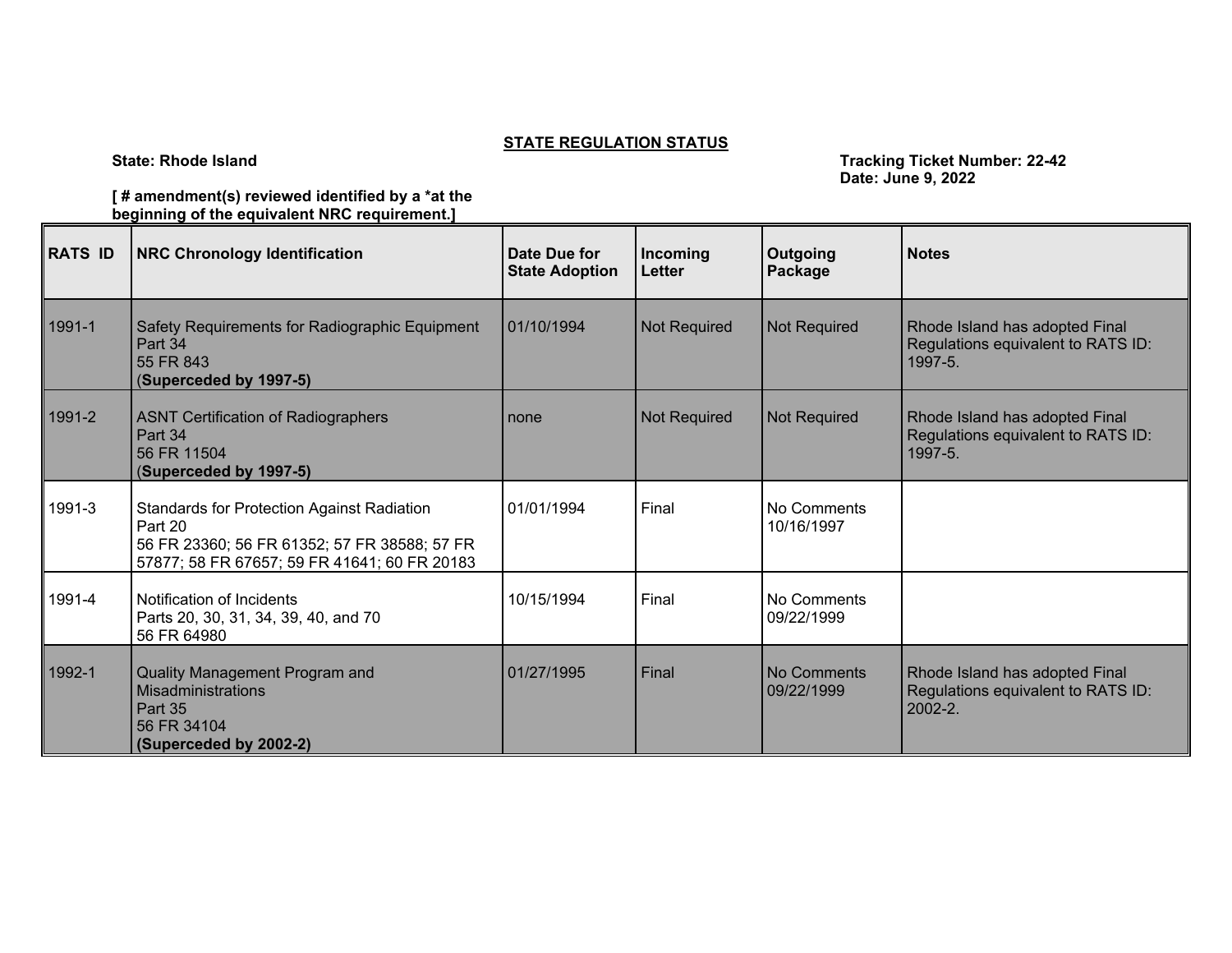## STATE REGULATION STATUS

**State: Rhode Island**

**Tracking Ticket Number: 22-42**
**Date: June 9, 2022**

**[ # amendment(s) reviewed identified by a *at the beginning of the equivalent NRC requirement.]**

| RATS ID | NRC Chronology Identification | Date Due for State Adoption | Incoming Letter | Outgoing Package | Notes |
|---|---|---|---|---|---|
| 1991-1 | Safety Requirements for Radiographic Equipment<br>Part 34<br>55 FR 843<br>(**Superceded by 1997-5)** | 01/10/1994 | Not Required | Not Required | Rhode Island has adopted Final Regulations equivalent to RATS ID: 1997-5. |
| 1991-2 | ASNT Certification of Radiographers<br>Part 34<br>56 FR 11504<br>(**Superceded by 1997-5)** | none | Not Required | Not Required | Rhode Island has adopted Final Regulations equivalent to RATS ID: 1997-5. |
| 1991-3 | Standards for Protection Against Radiation<br>Part 20<br>56 FR 23360; 56 FR 61352; 57 FR 38588; 57 FR 57877; 58 FR 67657; 59 FR 41641; 60 FR 20183 | 01/01/1994 | Final | No Comments<br>10/16/1997 | |
| 1991-4 | Notification of Incidents<br>Parts 20, 30, 31, 34, 39, 40, and 70<br>56 FR 64980 | 10/15/1994 | Final | No Comments<br>09/22/1999 | |
| 1992-1 | Quality Management Program and Misadministrations<br>Part 35<br>56 FR 34104<br>**(Superceded by 2002-2)** | 01/27/1995 | Final | No Comments<br>09/22/1999 | Rhode Island has adopted Final Regulations equivalent to RATS ID: 2002-2. |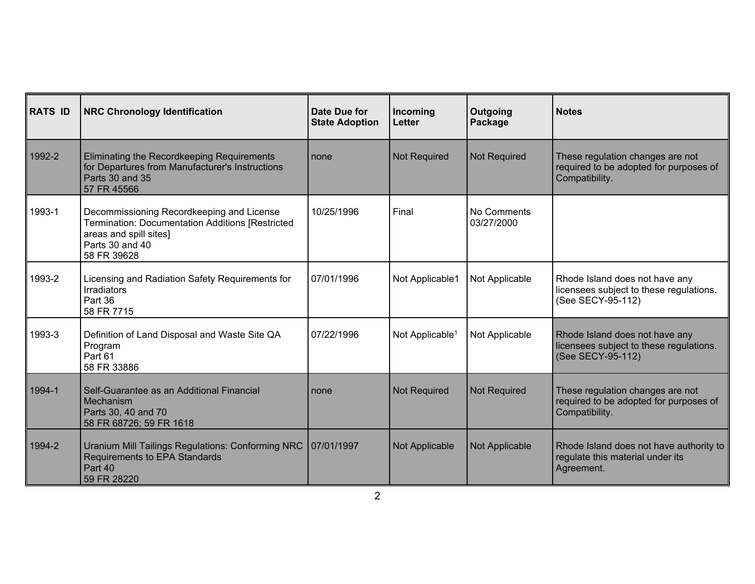| RATS ID | NRC Chronology Identification | Date Due for State Adoption | Incoming Letter | Outgoing Package | Notes |
|---|---|---|---|---|---|
| 1992-2 | Eliminating the Recordkeeping Requirements for Departures from Manufacturer's Instructions<br>Parts 30 and 35<br>57 FR 45566 | none | Not Required | Not Required | These regulation changes are not required to be adopted for purposes of Compatibility. |
| 1993-1 | Decommissioning Recordkeeping and License Termination: Documentation Additions [Restricted areas and spill sites]<br>Parts 30 and 40<br>58 FR 39628 | 10/25/1996 | Final | No Comments<br>03/27/2000 | |
| 1993-2 | Licensing and Radiation Safety Requirements for Irradiators<br>Part 36<br>58 FR 7715 | 07/01/1996 | Not Applicable1 | Not Applicable | Rhode Island does not have any licensees subject to these regulations. (See SECY-95-112) |
| 1993-3 | Definition of Land Disposal and Waste Site QA Program<br>Part 61<br>58 FR 33886 | 07/22/1996 | Not Applicable[1] | Not Applicable | Rhode Island does not have any licensees subject to these regulations. (See SECY-95-112) |
| 1994-1 | Self-Guarantee as an Additional Financial Mechanism<br>Parts 30, 40 and 70<br>58 FR 68726; 59 FR 1618 | none | Not Required | Not Required | These regulation changes are not required to be adopted for purposes of Compatibility. |
| 1994-2 | Uranium Mill Tailings Regulations: Conforming NRC Requirements to EPA Standards<br>Part 40<br>59 FR 28220 | 07/01/1997 | Not Applicable | Not Applicable | Rhode Island does not have authority to regulate this material under its Agreement. |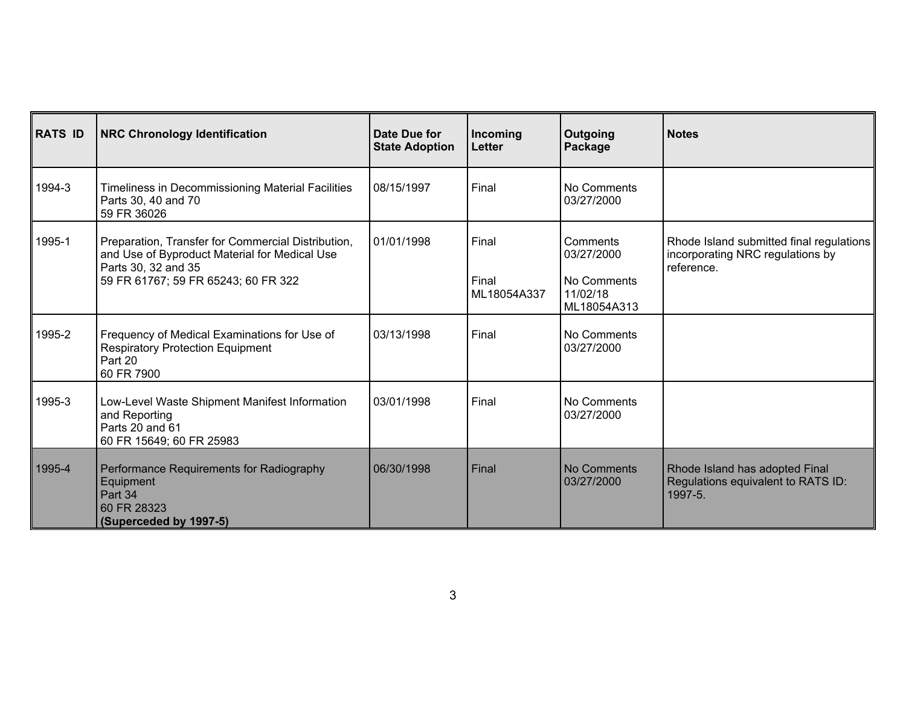| RATS ID | NRC Chronology Identification | Date Due for State Adoption | Incoming Letter | Outgoing Package | Notes |
|---|---|---|---|---|---|
| 1994-3 | Timeliness in Decommissioning Material Facilities<br>Parts 30, 40 and 70<br>59 FR 36026 | 08/15/1997 | Final | No Comments<br>03/27/2000 | |
| 1995-1 | Preparation, Transfer for Commercial Distribution, and Use of Byproduct Material for Medical Use<br>Parts 30, 32 and 35<br>59 FR 61767; 59 FR 65243; 60 FR 322 | 01/01/1998 | Final<br><br>Final<br>ML18054A337 | Comments<br>03/27/2000<br><br>No Comments<br>11/02/18<br>ML18054A313 | Rhode Island submitted final regulations incorporating NRC regulations by reference. |
| 1995-2 | Frequency of Medical Examinations for Use of Respiratory Protection Equipment<br>Part 20<br>60 FR 7900 | 03/13/1998 | Final | No Comments<br>03/27/2000 | |
| 1995-3 | Low-Level Waste Shipment Manifest Information and Reporting<br>Parts 20 and 61<br>60 FR 15649; 60 FR 25983 | 03/01/1998 | Final | No Comments<br>03/27/2000 | |
| 1995-4 | Performance Requirements for Radiography Equipment<br>Part 34<br>60 FR 28323<br>**(Superceded by 1997-5)** | 06/30/1998 | Final | No Comments<br>03/27/2000 | Rhode Island has adopted Final Regulations equivalent to RATS ID: 1997-5. |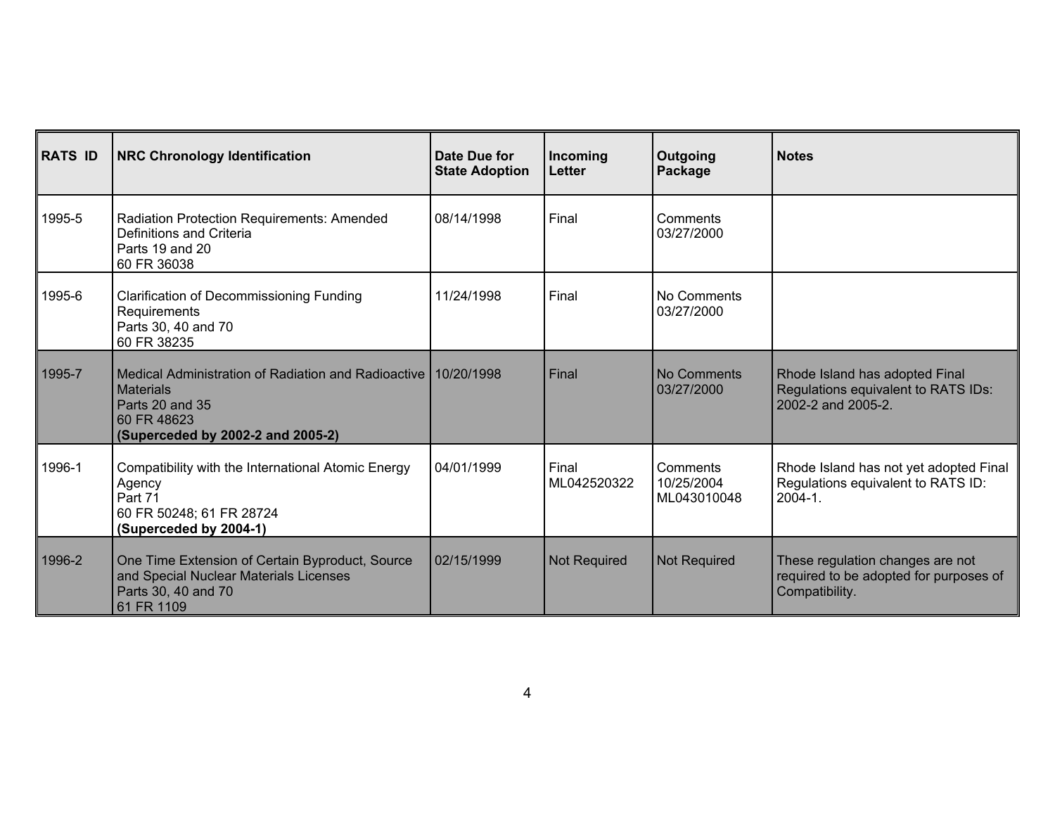| RATS ID | NRC Chronology Identification | Date Due for State Adoption | Incoming Letter | Outgoing Package | Notes |
| --- | --- | --- | --- | --- | --- |
| 1995-5 | Radiation Protection Requirements: Amended Definitions and Criteria<br>Parts 19 and 20<br>60 FR 36038 | 08/14/1998 | Final | Comments<br>03/27/2000 | |
| 1995-6 | Clarification of Decommissioning Funding Requirements<br>Parts 30, 40 and 70<br>60 FR 38235 | 11/24/1998 | Final | No Comments<br>03/27/2000 | |
| 1995-7 | Medical Administration of Radiation and Radioactive Materials<br>Parts 20 and 35<br>60 FR 48623<br>**(Superceded by 2002-2 and 2005-2)** | 10/20/1998 | Final | No Comments<br>03/27/2000 | Rhode Island has adopted Final Regulations equivalent to RATS IDs: 2002-2 and 2005-2. |
| 1996-1 | Compatibility with the International Atomic Energy Agency<br>Part 71<br>60 FR 50248; 61 FR 28724<br>**(Superceded by 2004-1)** | 04/01/1999 | Final<br>ML042520322 | Comments<br>10/25/2004<br>ML043010048 | Rhode Island has not yet adopted Final Regulations equivalent to RATS ID: 2004-1. |
| 1996-2 | One Time Extension of Certain Byproduct, Source and Special Nuclear Materials Licenses<br>Parts 30, 40 and 70<br>61 FR 1109 | 02/15/1999 | Not Required | Not Required | These regulation changes are not required to be adopted for purposes of Compatibility. |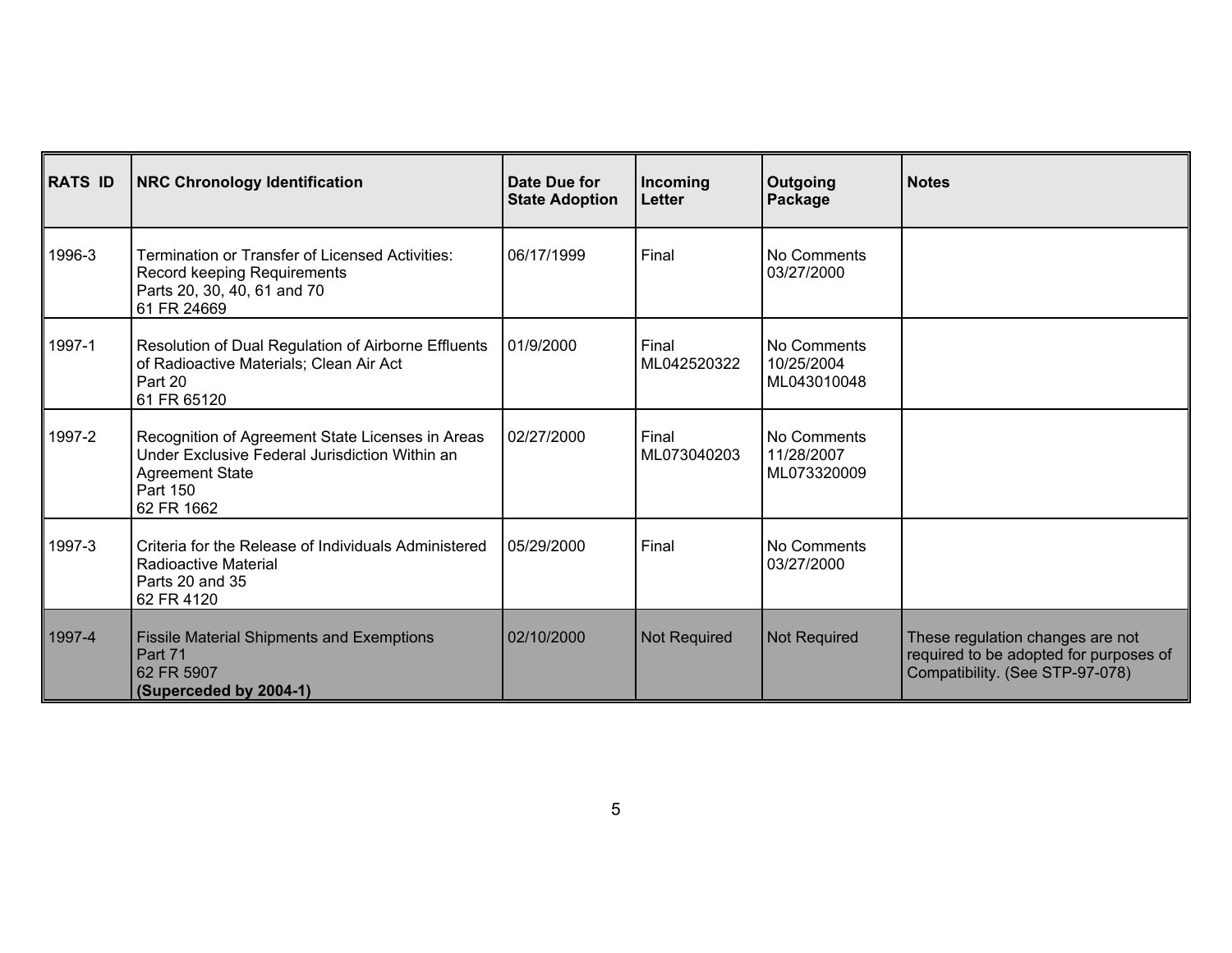| RATS ID | NRC Chronology Identification | Date Due for State Adoption | Incoming Letter | Outgoing Package | Notes |
|---|---|---|---|---|---|
| 1996-3 | Termination or Transfer of Licensed Activities: Record keeping Requirements<br>Parts 20, 30, 40, 61 and 70<br>61 FR 24669 | 06/17/1999 | Final | No Comments<br>03/27/2000 | |
| 1997-1 | Resolution of Dual Regulation of Airborne Effluents of Radioactive Materials; Clean Air Act<br>Part 20<br>61 FR 65120 | 01/9/2000 | Final<br>ML042520322 | No Comments<br>10/25/2004<br>ML043010048 | |
| 1997-2 | Recognition of Agreement State Licenses in Areas Under Exclusive Federal Jurisdiction Within an Agreement State<br>Part 150<br>62 FR 1662 | 02/27/2000 | Final<br>ML073040203 | No Comments<br>11/28/2007<br>ML073320009 | |
| 1997-3 | Criteria for the Release of Individuals Administered Radioactive Material<br>Parts 20 and 35<br>62 FR 4120 | 05/29/2000 | Final | No Comments<br>03/27/2000 | |
| 1997-4 | Fissile Material Shipments and Exemptions<br>Part 71<br>62 FR 5907<br>**(Superceded by 2004-1)** | 02/10/2000 | Not Required | Not Required | These regulation changes are not required to be adopted for purposes of Compatibility. (See STP-97-078) |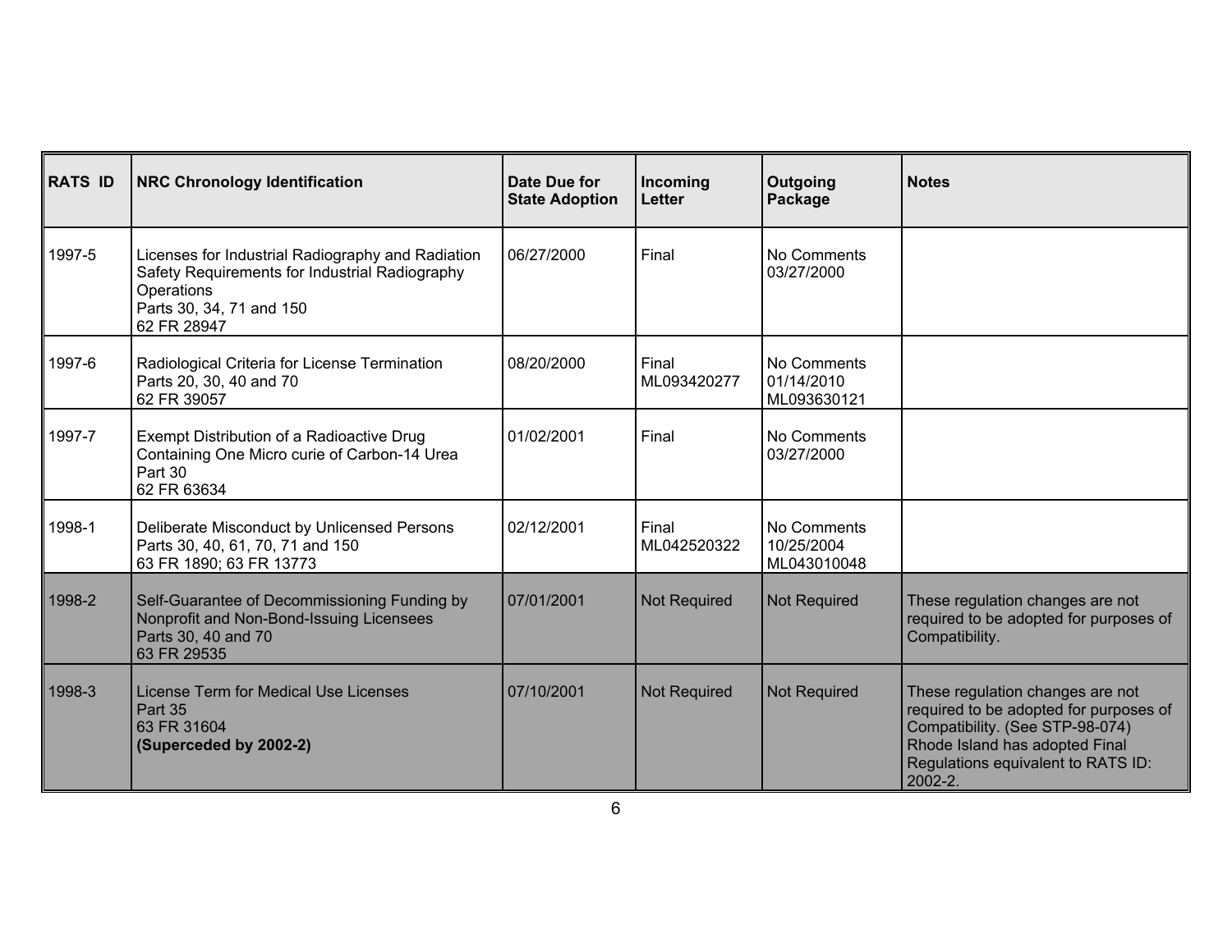| RATS ID | NRC Chronology Identification | Date Due for State Adoption | Incoming Letter | Outgoing Package | Notes |
|---|---|---|---|---|---|
| 1997-5 | Licenses for Industrial Radiography and Radiation Safety Requirements for Industrial Radiography Operations<br>Parts 30, 34, 71 and 150<br>62 FR 28947 | 06/27/2000 | Final | No Comments<br>03/27/2000 | |
| 1997-6 | Radiological Criteria for License Termination<br>Parts 20, 30, 40 and 70<br>62 FR 39057 | 08/20/2000 | Final<br>ML093420277 | No Comments<br>01/14/2010<br>ML093630121 | |
| 1997-7 | Exempt Distribution of a Radioactive Drug Containing One Micro curie of Carbon-14 Urea<br>Part 30<br>62 FR 63634 | 01/02/2001 | Final | No Comments<br>03/27/2000 | |
| 1998-1 | Deliberate Misconduct by Unlicensed Persons<br>Parts 30, 40, 61, 70, 71 and 150<br>63 FR 1890; 63 FR 13773 | 02/12/2001 | Final<br>ML042520322 | No Comments<br>10/25/2004<br>ML043010048 | |
| 1998-2 | Self-Guarantee of Decommissioning Funding by Nonprofit and Non-Bond-Issuing Licensees<br>Parts 30, 40 and 70<br>63 FR 29535 | 07/01/2001 | Not Required | Not Required | These regulation changes are not required to be adopted for purposes of Compatibility. |
| 1998-3 | License Term for Medical Use Licenses<br>Part 35<br>63 FR 31604<br>**(Superceded by 2002-2)** | 07/10/2001 | Not Required | Not Required | These regulation changes are not required to be adopted for purposes of Compatibility. (See STP-98-074) Rhode Island has adopted Final Regulations equivalent to RATS ID: 2002-2. |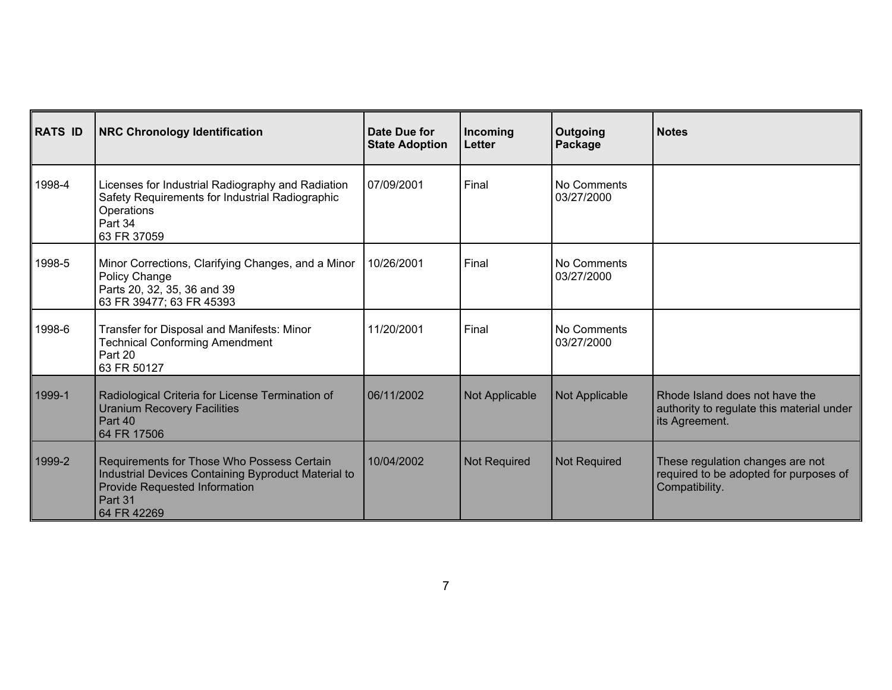| RATS ID | NRC Chronology Identification | Date Due for State Adoption | Incoming Letter | Outgoing Package | Notes |
|---|---|---|---|---|---|
| 1998-4 | Licenses for Industrial Radiography and Radiation Safety Requirements for Industrial Radiographic Operations<br>Part 34<br>63 FR 37059 | 07/09/2001 | Final | No Comments<br>03/27/2000 | |
| 1998-5 | Minor Corrections, Clarifying Changes, and a Minor Policy Change<br>Parts 20, 32, 35, 36 and 39<br>63 FR 39477; 63 FR 45393 | 10/26/2001 | Final | No Comments<br>03/27/2000 | |
| 1998-6 | Transfer for Disposal and Manifests: Minor Technical Conforming Amendment<br>Part 20<br>63 FR 50127 | 11/20/2001 | Final | No Comments<br>03/27/2000 | |
| 1999-1 | Radiological Criteria for License Termination of Uranium Recovery Facilities<br>Part 40<br>64 FR 17506 | 06/11/2002 | Not Applicable | Not Applicable | Rhode Island does not have the authority to regulate this material under its Agreement. |
| 1999-2 | Requirements for Those Who Possess Certain Industrial Devices Containing Byproduct Material to Provide Requested Information<br>Part 31<br>64 FR 42269 | 10/04/2002 | Not Required | Not Required | These regulation changes are not required to be adopted for purposes of Compatibility. |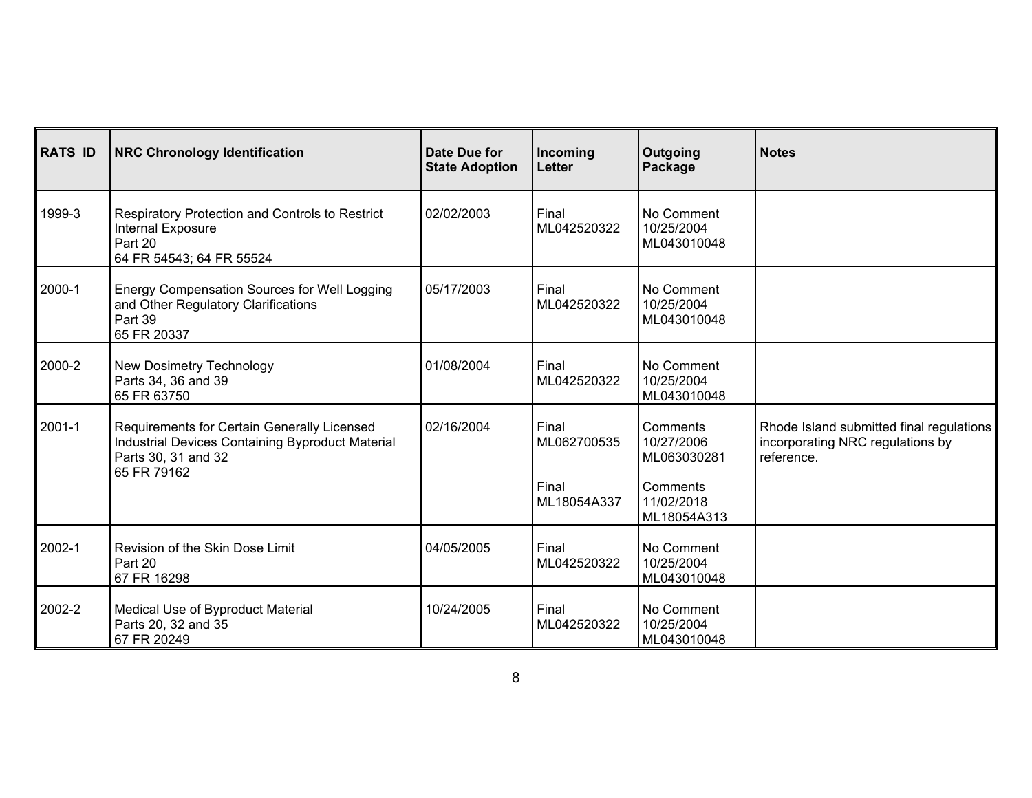| RATS ID | NRC Chronology Identification | Date Due for State Adoption | Incoming Letter | Outgoing Package | Notes |
|---|---|---|---|---|---|
| 1999-3 | Respiratory Protection and Controls to Restrict Internal Exposure<br>Part 20<br>64 FR 54543; 64 FR 55524 | 02/02/2003 | Final<br>ML042520322 | No Comment<br>10/25/2004<br>ML043010048 | |
| 2000-1 | Energy Compensation Sources for Well Logging and Other Regulatory Clarifications<br>Part 39<br>65 FR 20337 | 05/17/2003 | Final<br>ML042520322 | No Comment<br>10/25/2004<br>ML043010048 | |
| 2000-2 | New Dosimetry Technology<br>Parts 34, 36 and 39<br>65 FR 63750 | 01/08/2004 | Final<br>ML042520322 | No Comment<br>10/25/2004<br>ML043010048 | |
| 2001-1 | Requirements for Certain Generally Licensed Industrial Devices Containing Byproduct Material<br>Parts 30, 31 and 32<br>65 FR 79162 | 02/16/2004 | Final<br>ML062700535<br><br>Final<br>ML18054A337 | Comments<br>10/27/2006<br>ML063030281<br><br>Comments<br>11/02/2018<br>ML18054A313 | Rhode Island submitted final regulations incorporating NRC regulations by reference. |
| 2002-1 | Revision of the Skin Dose Limit<br>Part 20<br>67 FR 16298 | 04/05/2005 | Final<br>ML042520322 | No Comment<br>10/25/2004<br>ML043010048 | |
| 2002-2 | Medical Use of Byproduct Material<br>Parts 20, 32 and 35<br>67 FR 20249 | 10/24/2005 | Final<br>ML042520322 | No Comment<br>10/25/2004<br>ML043010048 | |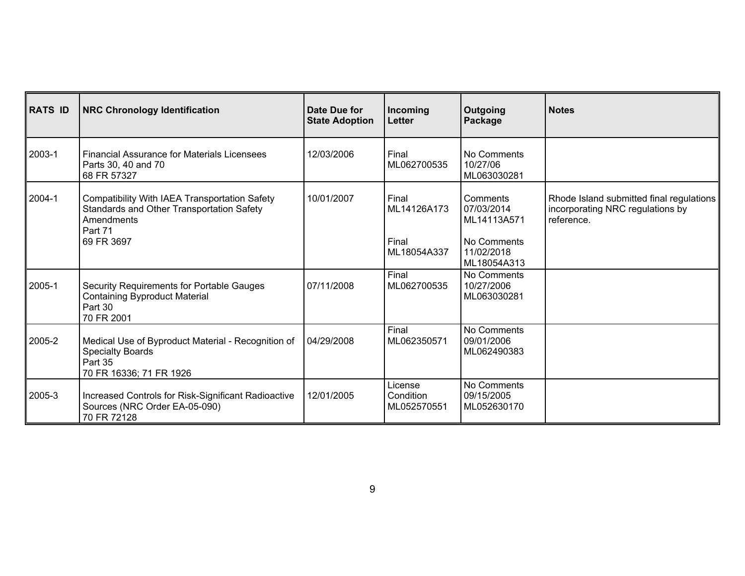| RATS ID | NRC Chronology Identification | Date Due for State Adoption | Incoming Letter | Outgoing Package | Notes |
|---|---|---|---|---|---|
| 2003-1 | Financial Assurance for Materials Licensees<br>Parts 30, 40 and 70<br>68 FR 57327 | 12/03/2006 | Final<br>ML062700535 | No Comments<br>10/27/06<br>ML063030281 | |
| 2004-1 | Compatibility With IAEA Transportation Safety Standards and Other Transportation Safety Amendments<br>Part 71<br>69 FR 3697 | 10/01/2007 | Final<br>ML14126A173<br><br>Final<br>ML18054A337 | Comments<br>07/03/2014<br>ML14113A571<br><br>No Comments<br>11/02/2018<br>ML18054A313 | Rhode Island submitted final regulations incorporating NRC regulations by reference. |
| 2005-1 | Security Requirements for Portable Gauges Containing Byproduct Material<br>Part 30<br>70 FR 2001 | 07/11/2008 | Final<br>ML062700535 | No Comments<br>10/27/2006<br>ML063030281 | |
| 2005-2 | Medical Use of Byproduct Material - Recognition of Specialty Boards<br>Part 35<br>70 FR 16336; 71 FR 1926 | 04/29/2008 | Final<br>ML062350571 | No Comments<br>09/01/2006<br>ML062490383 | |
| 2005-3 | Increased Controls for Risk-Significant Radioactive Sources (NRC Order EA-05-090)<br>70 FR 72128 | 12/01/2005 | License Condition<br>ML052570551 | No Comments<br>09/15/2005<br>ML052630170 | |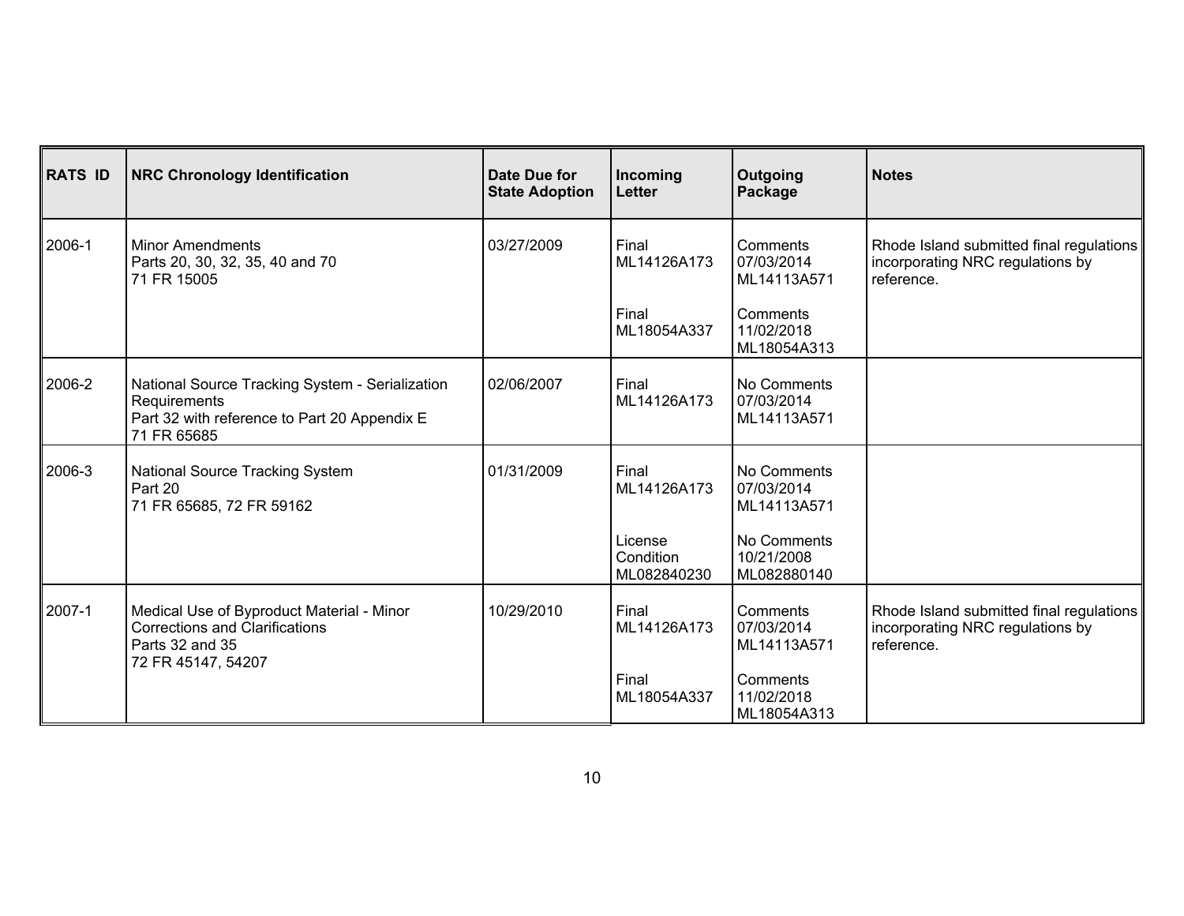| RATS ID | NRC Chronology Identification | Date Due for State Adoption | Incoming Letter | Outgoing Package | Notes |
|---|---|---|---|---|---|
| 2006-1 | Minor Amendments<br>Parts 20, 30, 32, 35, 40 and 70<br>71 FR 15005 | 03/27/2009 | Final<br>ML14126A173<br><br>Final<br>ML18054A337 | Comments<br>07/03/2014<br>ML14113A571<br><br>Comments<br>11/02/2018<br>ML18054A313 | Rhode Island submitted final regulations incorporating NRC regulations by reference. |
| 2006-2 | National Source Tracking System - Serialization Requirements<br>Part 32 with reference to Part 20 Appendix E<br>71 FR 65685 | 02/06/2007 | Final<br>ML14126A173 | No Comments<br>07/03/2014<br>ML14113A571 | |
| 2006-3 | National Source Tracking System<br>Part 20<br>71 FR 65685, 72 FR 59162 | 01/31/2009 | Final<br>ML14126A173<br><br>License Condition<br>ML082840230 | No Comments<br>07/03/2014<br>ML14113A571<br><br>No Comments<br>10/21/2008<br>ML082880140 | |
| 2007-1 | Medical Use of Byproduct Material - Minor Corrections and Clarifications<br>Parts 32 and 35<br>72 FR 45147, 54207 | 10/29/2010 | Final<br>ML14126A173<br><br>Final<br>ML18054A337 | Comments<br>07/03/2014<br>ML14113A571<br><br>Comments<br>11/02/2018<br>ML18054A313 | Rhode Island submitted final regulations incorporating NRC regulations by reference. |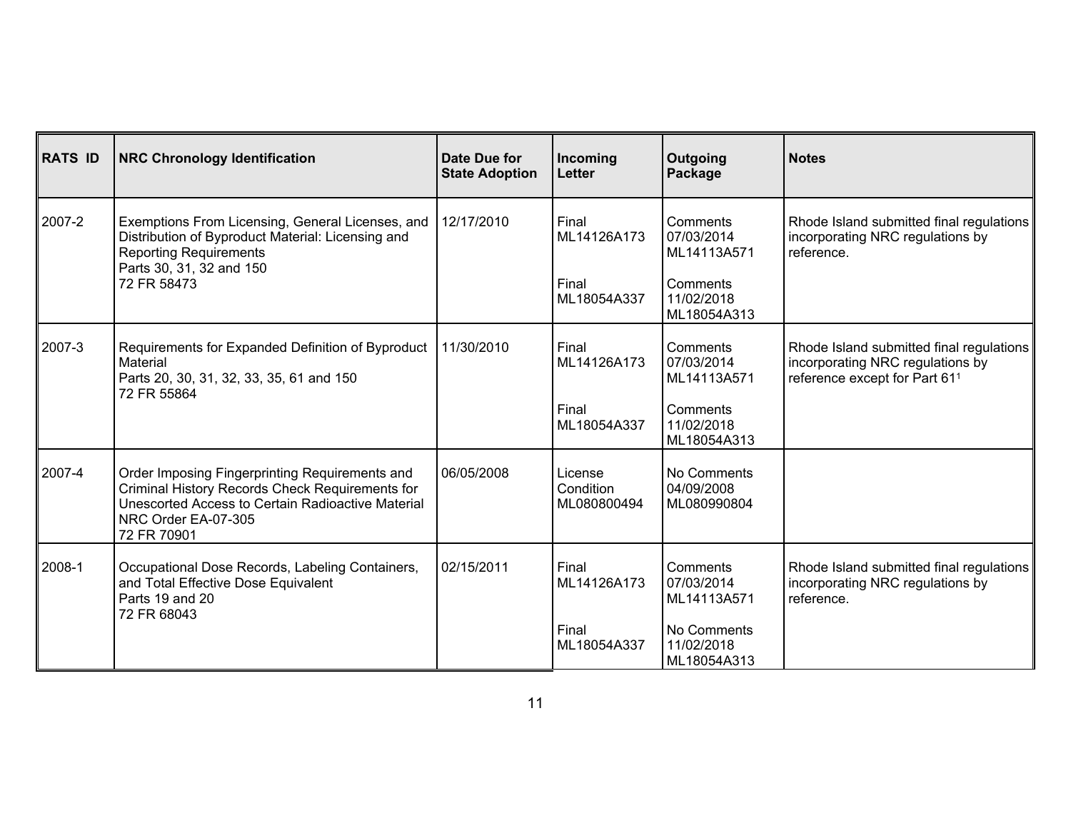| RATS ID | NRC Chronology Identification | Date Due for State Adoption | Incoming Letter | Outgoing Package | Notes |
|---|---|---|---|---|---|
| 2007-2 | Exemptions From Licensing, General Licenses, and Distribution of Byproduct Material: Licensing and Reporting Requirements<br>Parts 30, 31, 32 and 150<br>72 FR 58473 | 12/17/2010 | Final<br>ML14126A173<br><br>Final<br>ML18054A337 | Comments<br>07/03/2014<br>ML14113A571<br><br>Comments<br>11/02/2018<br>ML18054A313 | Rhode Island submitted final regulations incorporating NRC regulations by reference. |
| 2007-3 | Requirements for Expanded Definition of Byproduct Material<br>Parts 20, 30, 31, 32, 33, 35, 61 and 150<br>72 FR 55864 | 11/30/2010 | Final<br>ML14126A173<br><br>Final<br>ML18054A337 | Comments<br>07/03/2014<br>ML14113A571<br><br>Comments<br>11/02/2018<br>ML18054A313 | Rhode Island submitted final regulations incorporating NRC regulations by reference except for Part 61[1] |
| 2007-4 | Order Imposing Fingerprinting Requirements and Criminal History Records Check Requirements for Unescorted Access to Certain Radioactive Material<br>NRC Order EA-07-305<br>72 FR 70901 | 06/05/2008 | License Condition<br>ML080800494 | No Comments<br>04/09/2008<br>ML080990804 | |
| 2008-1 | Occupational Dose Records, Labeling Containers, and Total Effective Dose Equivalent<br>Parts 19 and 20<br>72 FR 68043 | 02/15/2011 | Final<br>ML14126A173<br><br>Final<br>ML18054A337 | Comments<br>07/03/2014<br>ML14113A571<br><br>No Comments<br>11/02/2018<br>ML18054A313 | Rhode Island submitted final regulations incorporating NRC regulations by reference. |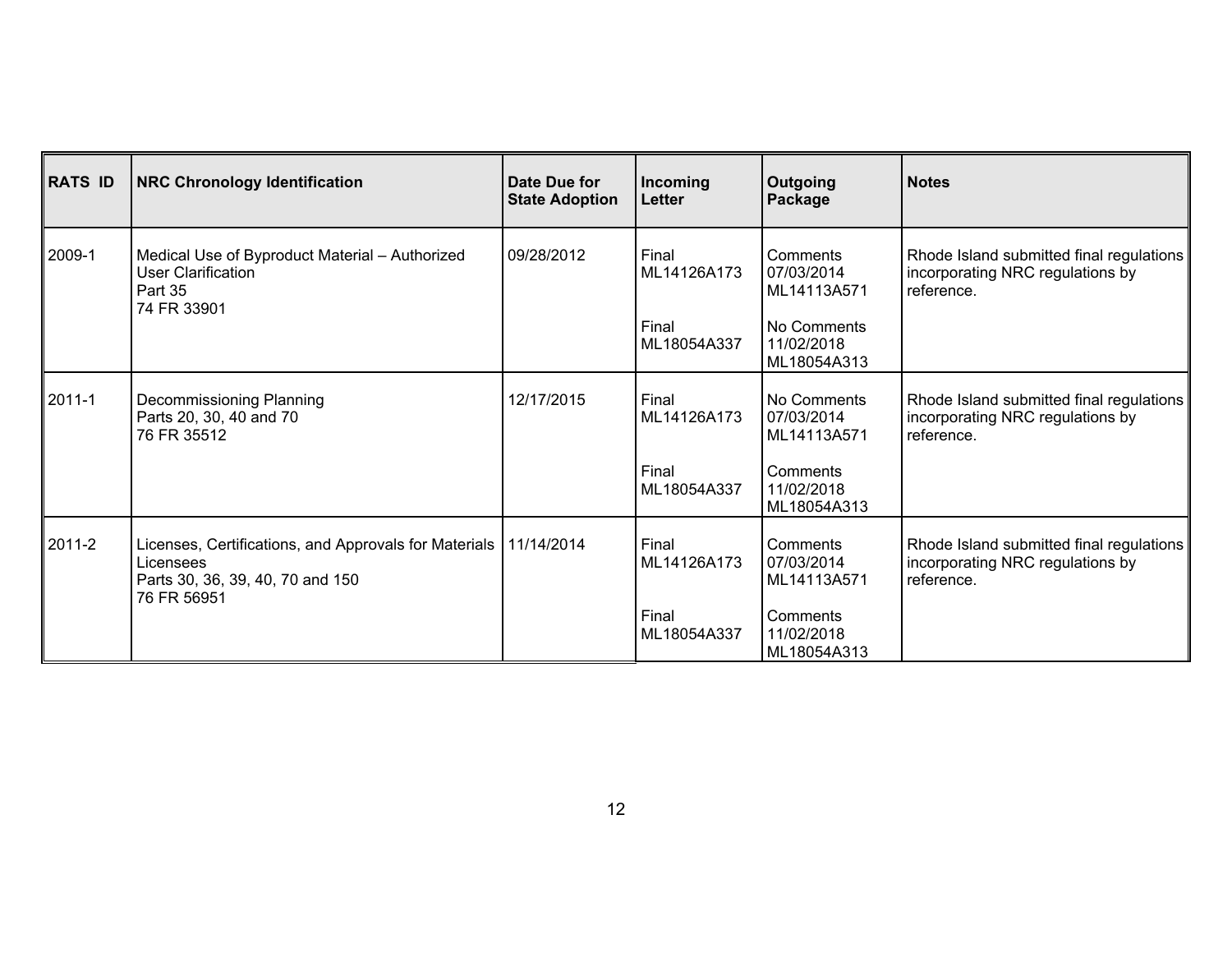| RATS ID | NRC Chronology Identification | Date Due for State Adoption | Incoming Letter | Outgoing Package | Notes |
|---|---|---|---|---|---|
| 2009-1 | Medical Use of Byproduct Material – Authorized User Clarification<br>Part 35<br>74 FR 33901 | 09/28/2012 | Final<br>ML14126A173<br><br>Final<br>ML18054A337 | Comments<br>07/03/2014<br>ML14113A571<br><br>No Comments<br>11/02/2018<br>ML18054A313 | Rhode Island submitted final regulations incorporating NRC regulations by reference. |
| 2011-1 | Decommissioning Planning<br>Parts 20, 30, 40 and 70<br>76 FR 35512 | 12/17/2015 | Final<br>ML14126A173<br><br>Final<br>ML18054A337 | No Comments<br>07/03/2014<br>ML14113A571<br><br>Comments<br>11/02/2018<br>ML18054A313 | Rhode Island submitted final regulations incorporating NRC regulations by reference. |
| 2011-2 | Licenses, Certifications, and Approvals for Materials Licensees<br>Parts 30, 36, 39, 40, 70 and 150<br>76 FR 56951 | 11/14/2014 | Final<br>ML14126A173<br><br>Final<br>ML18054A337 | Comments<br>07/03/2014<br>ML14113A571<br><br>Comments<br>11/02/2018<br>ML18054A313 | Rhode Island submitted final regulations incorporating NRC regulations by reference. |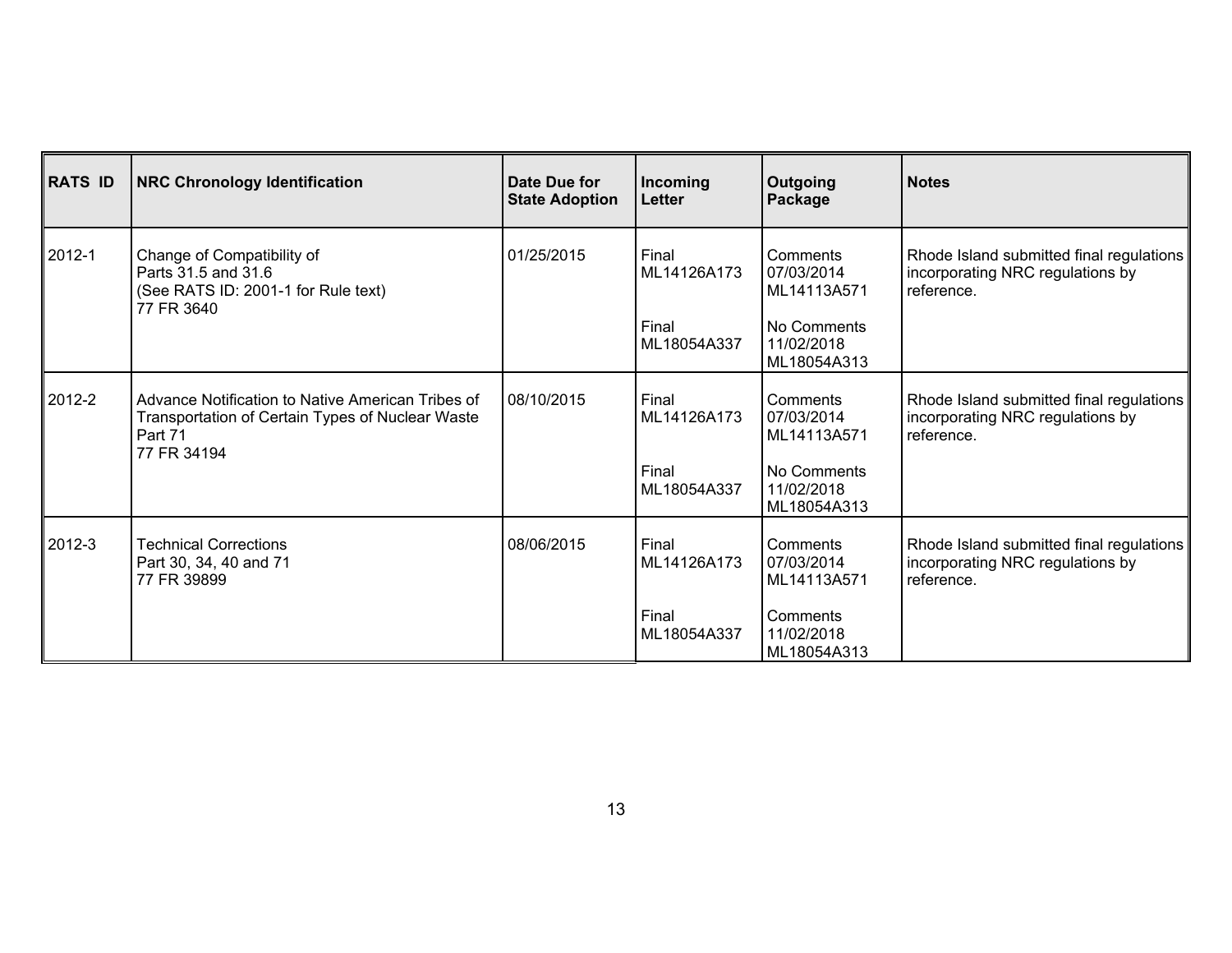| RATS ID | NRC Chronology Identification | Date Due for State Adoption | Incoming Letter | Outgoing Package | Notes |
|---|---|---|---|---|---|
| 2012-1 | Change of Compatibility of Parts 31.5 and 31.6 (See RATS ID: 2001-1 for Rule text) 77 FR 3640 | 01/25/2015 | Final ML14126A173<br><br>Final ML18054A337 | Comments 07/03/2014 ML14113A571<br><br>No Comments 11/02/2018 ML18054A313 | Rhode Island submitted final regulations incorporating NRC regulations by reference. |
| 2012-2 | Advance Notification to Native American Tribes of Transportation of Certain Types of Nuclear Waste Part 71 77 FR 34194 | 08/10/2015 | Final ML14126A173<br><br>Final ML18054A337 | Comments 07/03/2014 ML14113A571<br><br>No Comments 11/02/2018 ML18054A313 | Rhode Island submitted final regulations incorporating NRC regulations by reference. |
| 2012-3 | Technical Corrections Part 30, 34, 40 and 71 77 FR 39899 | 08/06/2015 | Final ML14126A173<br><br>Final ML18054A337 | Comments 07/03/2014 ML14113A571<br><br>Comments 11/02/2018 ML18054A313 | Rhode Island submitted final regulations incorporating NRC regulations by reference. |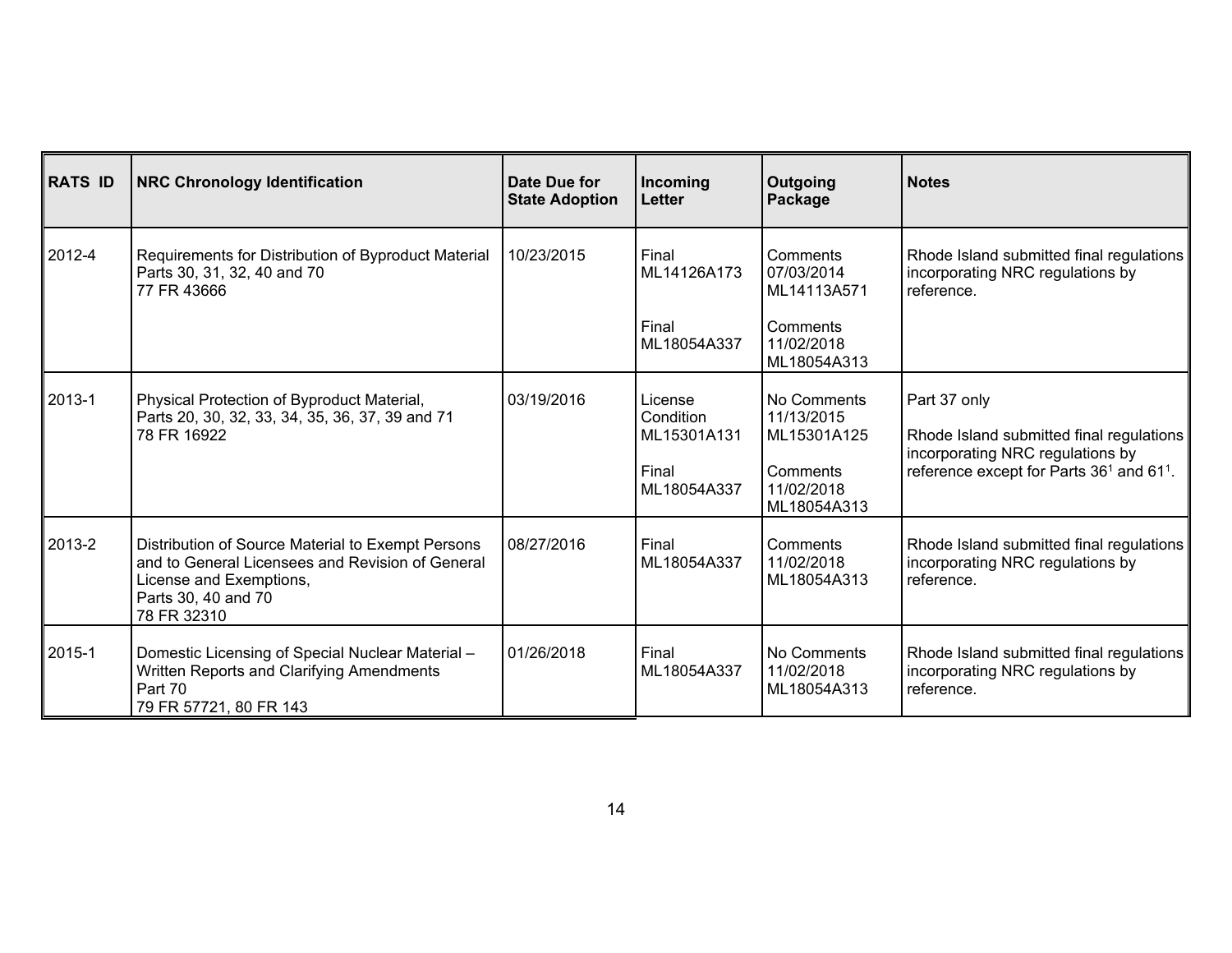| RATS ID | NRC Chronology Identification | Date Due for State Adoption | Incoming Letter | Outgoing Package | Notes |
|---|---|---|---|---|---|
| 2012-4 | Requirements for Distribution of Byproduct Material Parts 30, 31, 32, 40 and 70 77 FR 43666 | 10/23/2015 | Final ML14126A173<br><br>Final ML18054A337 | Comments 07/03/2014 ML14113A571<br><br>Comments 11/02/2018 ML18054A313 | Rhode Island submitted final regulations incorporating NRC regulations by reference. |
| 2013-1 | Physical Protection of Byproduct Material, Parts 20, 30, 32, 33, 34, 35, 36, 37, 39 and 71 78 FR 16922 | 03/19/2016 | License Condition ML15301A131<br><br>Final ML18054A337 | No Comments 11/13/2015 ML15301A125<br><br>Comments 11/02/2018 ML18054A313 | Part 37 only<br><br>Rhode Island submitted final regulations incorporating NRC regulations by reference except for Parts 36[1] and 61[1]. |
| 2013-2 | Distribution of Source Material to Exempt Persons and to General Licensees and Revision of General License and Exemptions, Parts 30, 40 and 70 78 FR 32310 | 08/27/2016 | Final ML18054A337 | Comments 11/02/2018 ML18054A313 | Rhode Island submitted final regulations incorporating NRC regulations by reference. |
| 2015-1 | Domestic Licensing of Special Nuclear Material – Written Reports and Clarifying Amendments Part 70 79 FR 57721, 80 FR 143 | 01/26/2018 | Final ML18054A337 | No Comments 11/02/2018 ML18054A313 | Rhode Island submitted final regulations incorporating NRC regulations by reference. |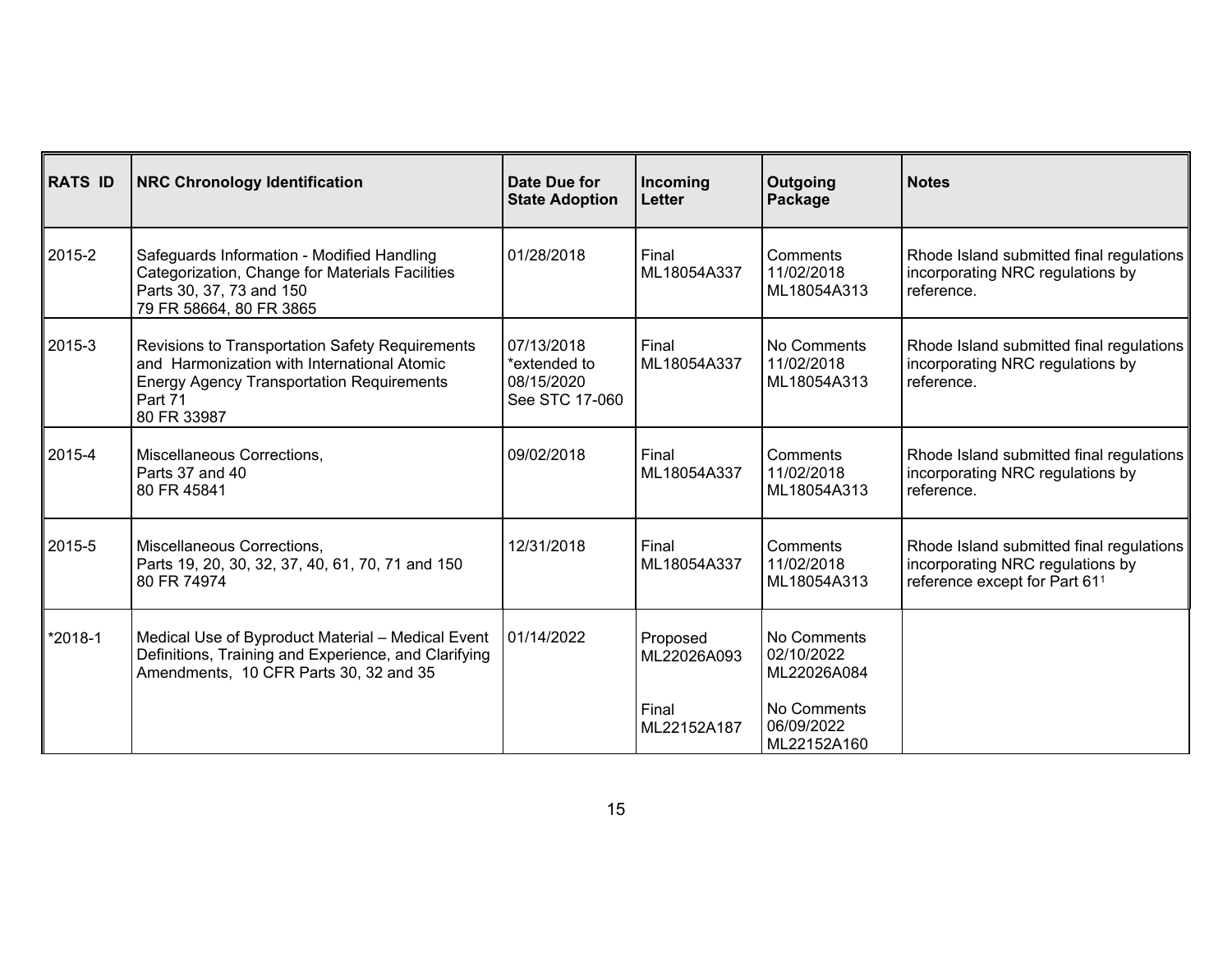| RATS ID | NRC Chronology Identification | Date Due for State Adoption | Incoming Letter | Outgoing Package | Notes |
|---|---|---|---|---|---|
| 2015-2 | Safeguards Information - Modified Handling Categorization, Change for Materials Facilities Parts 30, 37, 73 and 150 79 FR 58664, 80 FR 3865 | 01/28/2018 | Final ML18054A337 | Comments 11/02/2018 ML18054A313 | Rhode Island submitted final regulations incorporating NRC regulations by reference. |
| 2015-3 | Revisions to Transportation Safety Requirements and Harmonization with International Atomic Energy Agency Transportation Requirements Part 71 80 FR 33987 | 07/13/2018 *extended to 08/15/2020 See STC 17-060 | Final ML18054A337 | No Comments 11/02/2018 ML18054A313 | Rhode Island submitted final regulations incorporating NRC regulations by reference. |
| 2015-4 | Miscellaneous Corrections, Parts 37 and 40 80 FR 45841 | 09/02/2018 | Final ML18054A337 | Comments 11/02/2018 ML18054A313 | Rhode Island submitted final regulations incorporating NRC regulations by reference. |
| 2015-5 | Miscellaneous Corrections, Parts 19, 20, 30, 32, 37, 40, 61, 70, 71 and 150 80 FR 74974 | 12/31/2018 | Final ML18054A337 | Comments 11/02/2018 ML18054A313 | Rhode Island submitted final regulations incorporating NRC regulations by reference except for Part 61[1] |
| *2018-1 | Medical Use of Byproduct Material – Medical Event Definitions, Training and Experience, and Clarifying Amendments, 10 CFR Parts 30, 32 and 35 | 01/14/2022 | Proposed ML22026A093<br><br>Final ML22152A187 | No Comments 02/10/2022 ML22026A084<br><br>No Comments 06/09/2022 ML22152A160 | |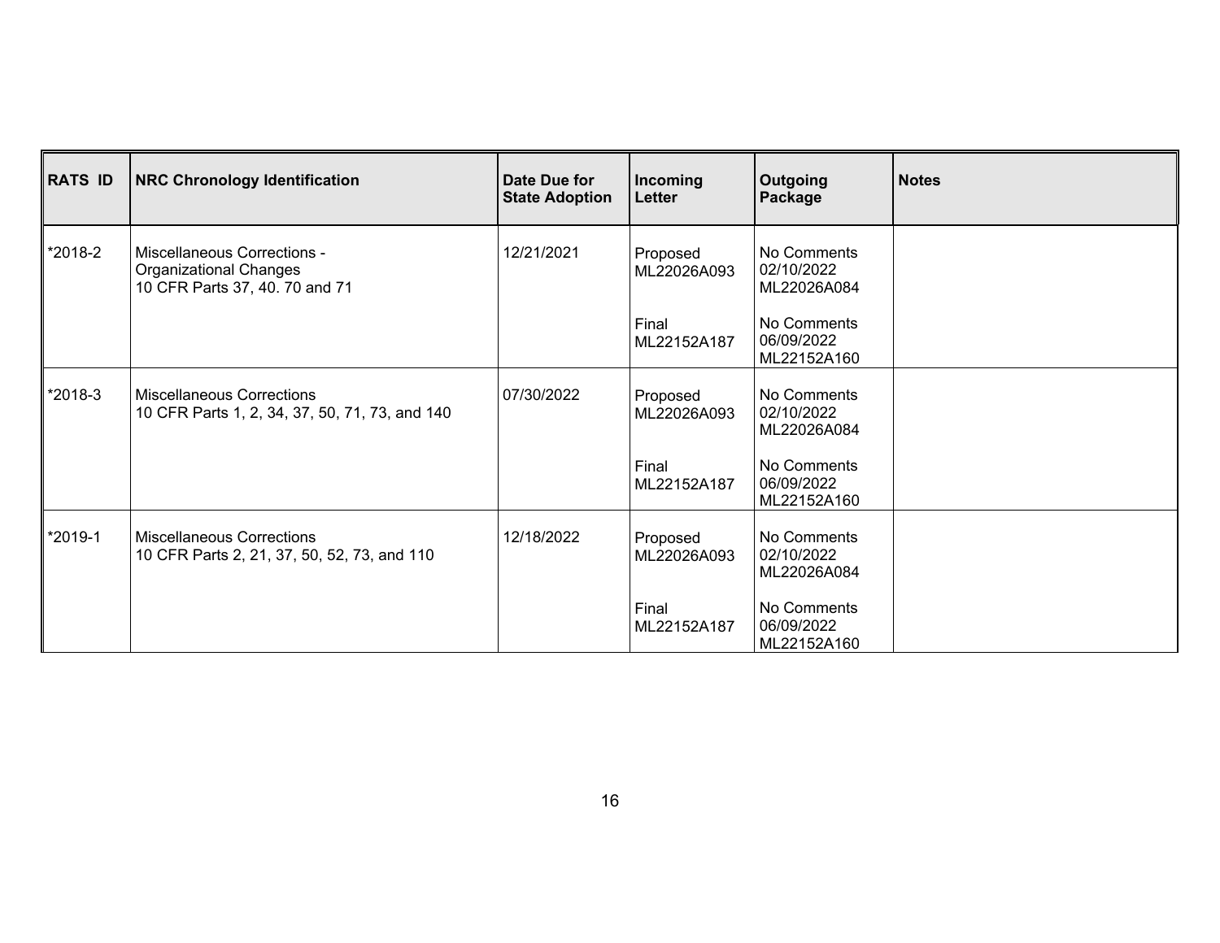| RATS ID | NRC Chronology Identification | Date Due for State Adoption | Incoming Letter | Outgoing Package | Notes |
|---|---|---|---|---|---|
| *2018-2 | Miscellaneous Corrections - Organizational Changes<br>10 CFR Parts 37, 40. 70 and 71 | 12/21/2021 | Proposed<br>ML22026A093<br><br>Final<br>ML22152A187 | No Comments<br>02/10/2022<br>ML22026A084<br><br>No Comments<br>06/09/2022<br>ML22152A160 | |
| *2018-3 | Miscellaneous Corrections<br>10 CFR Parts 1, 2, 34, 37, 50, 71, 73, and 140 | 07/30/2022 | Proposed<br>ML22026A093<br><br>Final<br>ML22152A187 | No Comments<br>02/10/2022<br>ML22026A084<br><br>No Comments<br>06/09/2022<br>ML22152A160 | |
| *2019-1 | Miscellaneous Corrections<br>10 CFR Parts 2, 21, 37, 50, 52, 73, and 110 | 12/18/2022 | Proposed<br>ML22026A093<br><br>Final<br>ML22152A187 | No Comments<br>02/10/2022<br>ML22026A084<br><br>No Comments<br>06/09/2022<br>ML22152A160 | |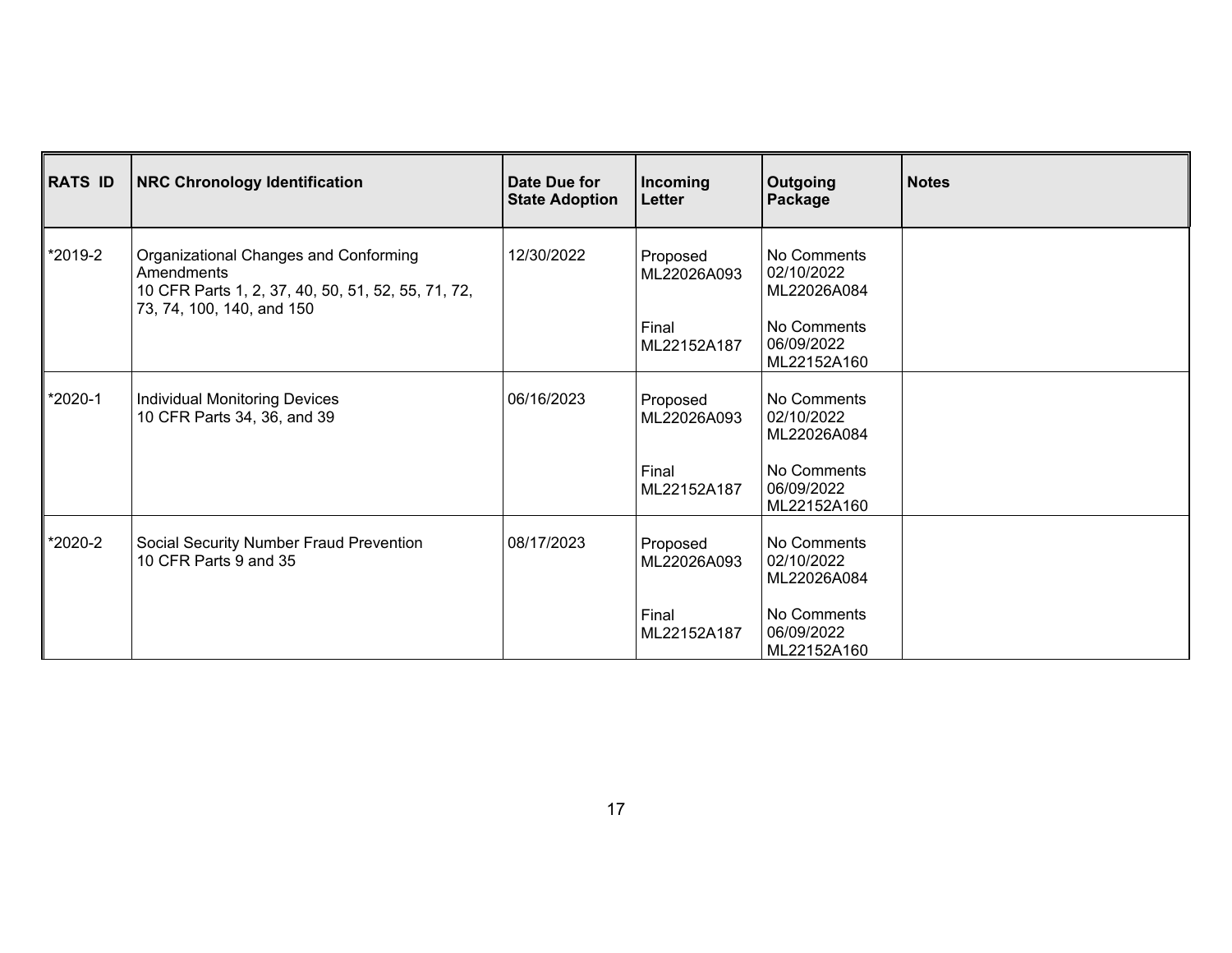| RATS ID | NRC Chronology Identification | Date Due for State Adoption | Incoming Letter | Outgoing Package | Notes |
|---|---|---|---|---|---|
| *2019-2 | Organizational Changes and Conforming Amendments<br>10 CFR Parts 1, 2, 37, 40, 50, 51, 52, 55, 71, 72, 73, 74, 100, 140, and 150 | 12/30/2022 | Proposed<br>ML22026A093<br><br>Final<br>ML22152A187 | No Comments<br>02/10/2022<br>ML22026A084<br><br>No Comments<br>06/09/2022<br>ML22152A160 | |
| *2020-1 | Individual Monitoring Devices<br>10 CFR Parts 34, 36, and 39 | 06/16/2023 | Proposed<br>ML22026A093<br><br>Final<br>ML22152A187 | No Comments<br>02/10/2022<br>ML22026A084<br><br>No Comments<br>06/09/2022<br>ML22152A160 | |
| *2020-2 | Social Security Number Fraud Prevention<br>10 CFR Parts 9 and 35 | 08/17/2023 | Proposed<br>ML22026A093<br><br>Final<br>ML22152A187 | No Comments<br>02/10/2022<br>ML22026A084<br><br>No Comments<br>06/09/2022<br>ML22152A160 | |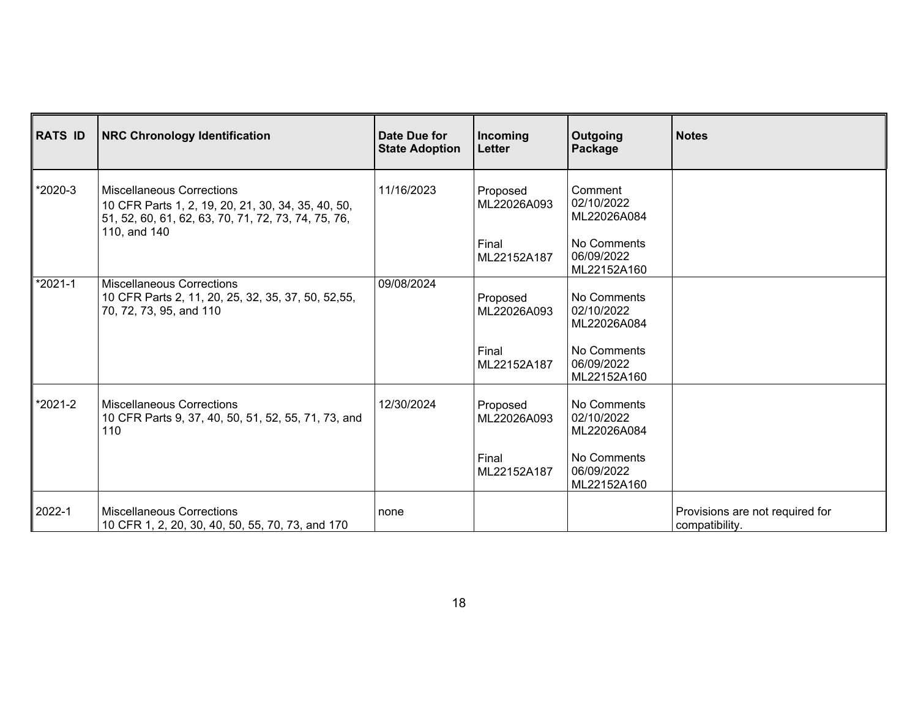| RATS ID | NRC Chronology Identification | Date Due for State Adoption | Incoming Letter | Outgoing Package | Notes |
|---|---|---|---|---|---|
| *2020-3 | Miscellaneous Corrections<br>10 CFR Parts 1, 2, 19, 20, 21, 30, 34, 35, 40, 50, 51, 52, 60, 61, 62, 63, 70, 71, 72, 73, 74, 75, 76, 110, and 140 | 11/16/2023 | Proposed<br>ML22026A093<br><br>Final<br>ML22152A187 | Comment<br>02/10/2022<br>ML22026A084<br><br>No Comments<br>06/09/2022<br>ML22152A160 | |
| *2021-1 | Miscellaneous Corrections<br>10 CFR Parts 2, 11, 20, 25, 32, 35, 37, 50, 52,55, 70, 72, 73, 95, and 110 | 09/08/2024 | Proposed<br>ML22026A093<br><br>Final<br>ML22152A187 | No Comments<br>02/10/2022<br>ML22026A084<br><br>No Comments<br>06/09/2022<br>ML22152A160 | |
| *2021-2 | Miscellaneous Corrections<br>10 CFR Parts 9, 37, 40, 50, 51, 52, 55, 71, 73, and 110 | 12/30/2024 | Proposed<br>ML22026A093<br><br>Final<br>ML22152A187 | No Comments<br>02/10/2022<br>ML22026A084<br><br>No Comments<br>06/09/2022<br>ML22152A160 | |
| 2022-1 | Miscellaneous Corrections<br>10 CFR 1, 2, 20, 30, 40, 50, 55, 70, 73, and 170 | none | | | Provisions are not required for compatibility. |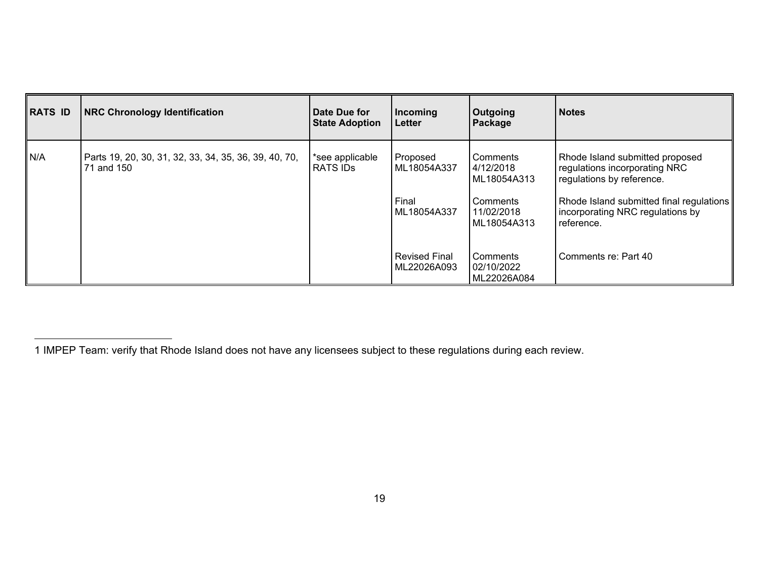| RATS ID | NRC Chronology Identification | Date Due for State Adoption | Incoming Letter | Outgoing Package | Notes |
|---|---|---|---|---|---|
| N/A | Parts 19, 20, 30, 31, 32, 33, 34, 35, 36, 39, 40, 70, 71 and 150 | *see applicable RATS IDs | Proposed ML18054A337 | Comments 4/12/2018 ML18054A313 | Rhode Island submitted proposed regulations incorporating NRC regulations by reference. |
| | | | Final ML18054A337 | Comments 11/02/2018 ML18054A313 | Rhode Island submitted final regulations incorporating NRC regulations by reference. |
| | | | Revised Final ML22026A093 | Comments 02/10/2022 ML22026A084 | Comments re: Part 40 |

1 IMPEP Team: verify that Rhode Island does not have any licensees subject to these regulations during each review.